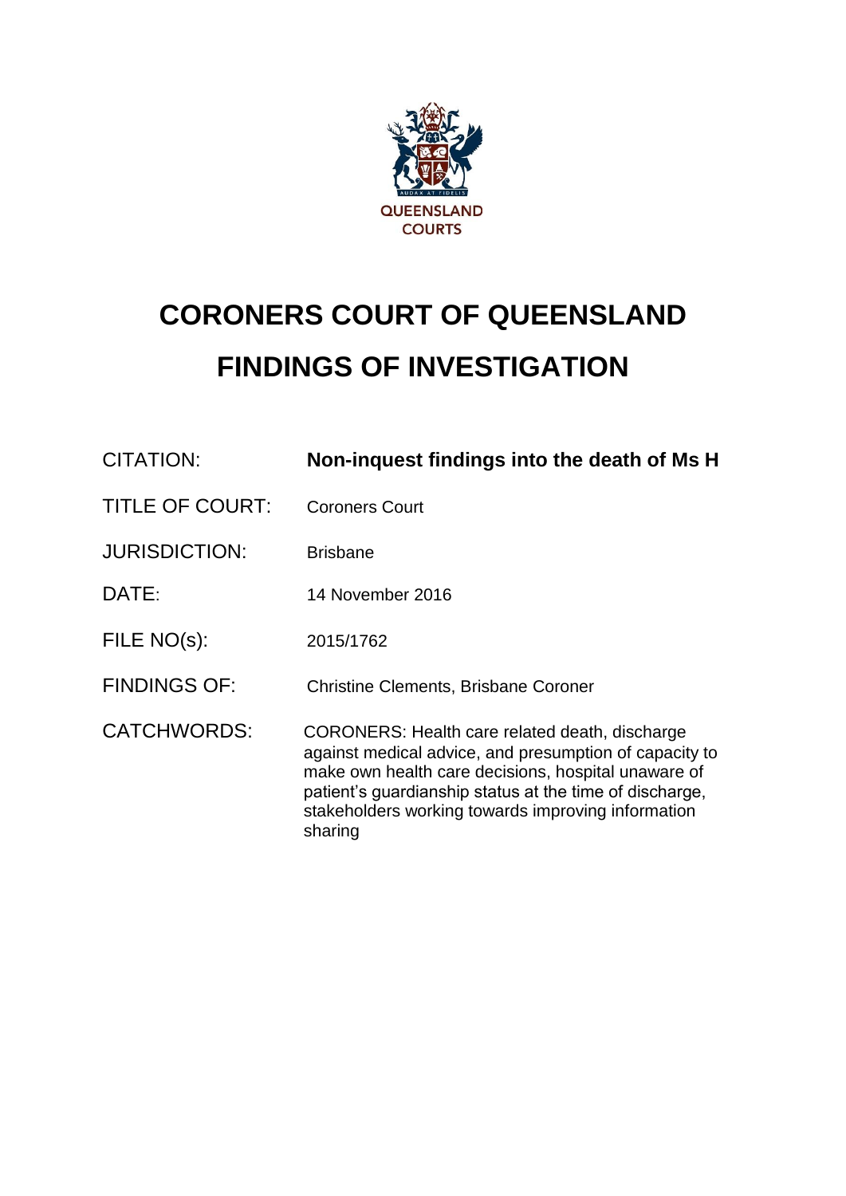QUEENSLAND COURTS

# CORONERS COURT OF QUEENSLAND
# FINDINGS OF INVESTIGATION

| | |
|---|---|
| CITATION: | **Non-inquest findings into the death of Ms H** |
| TITLE OF COURT: | Coroners Court |
| JURISDICTION: | Brisbane |
| DATE: | 14 November 2016 |
| FILE NO(s): | 2015/1762 |
| FINDINGS OF: | Christine Clements, Brisbane Coroner |
| CATCHWORDS: | CORONERS: Health care related death, discharge against medical advice, and presumption of capacity to make own health care decisions, hospital unaware of patient's guardianship status at the time of discharge, stakeholders working towards improving information sharing |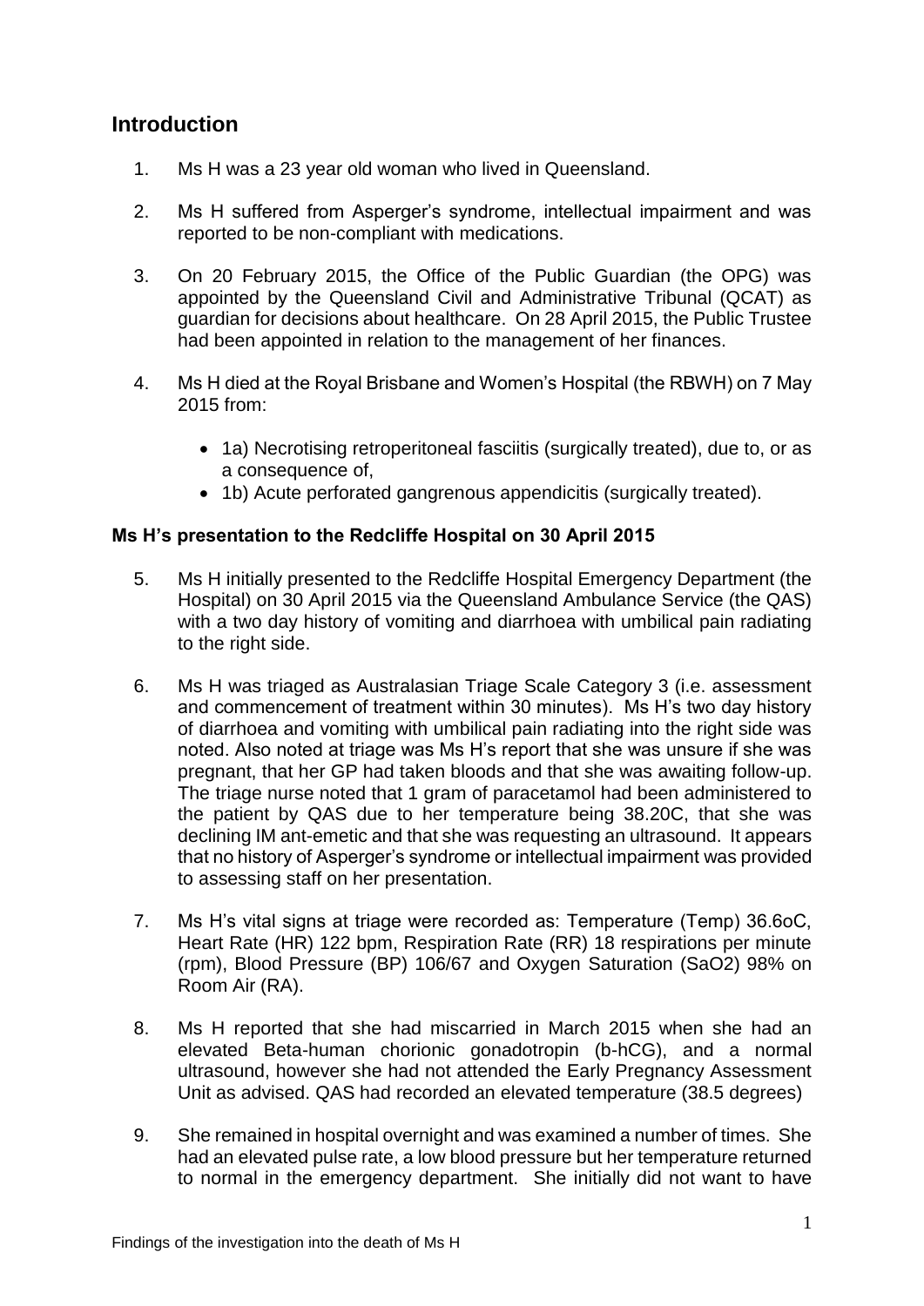## Introduction

1. Ms H was a 23 year old woman who lived in Queensland.

2. Ms H suffered from Asperger's syndrome, intellectual impairment and was reported to be non-compliant with medications.

3. On 20 February 2015, the Office of the Public Guardian (the OPG) was appointed by the Queensland Civil and Administrative Tribunal (QCAT) as guardian for decisions about healthcare. On 28 April 2015, the Public Trustee had been appointed in relation to the management of her finances.

4. Ms H died at the Royal Brisbane and Women's Hospital (the RBWH) on 7 May 2015 from:

   - 1a) Necrotising retroperitoneal fasciitis (surgically treated), due to, or as a consequence of,
   - 1b) Acute perforated gangrenous appendicitis (surgically treated).

### Ms H's presentation to the Redcliffe Hospital on 30 April 2015

5. Ms H initially presented to the Redcliffe Hospital Emergency Department (the Hospital) on 30 April 2015 via the Queensland Ambulance Service (the QAS) with a two day history of vomiting and diarrhoea with umbilical pain radiating to the right side.

6. Ms H was triaged as Australasian Triage Scale Category 3 (i.e. assessment and commencement of treatment within 30 minutes). Ms H's two day history of diarrhoea and vomiting with umbilical pain radiating into the right side was noted. Also noted at triage was Ms H's report that she was unsure if she was pregnant, that her GP had taken bloods and that she was awaiting follow-up. The triage nurse noted that 1 gram of paracetamol had been administered to the patient by QAS due to her temperature being 38.20C, that she was declining IM ant-emetic and that she was requesting an ultrasound. It appears that no history of Asperger's syndrome or intellectual impairment was provided to assessing staff on her presentation.

7. Ms H's vital signs at triage were recorded as: Temperature (Temp) 36.6oC, Heart Rate (HR) 122 bpm, Respiration Rate (RR) 18 respirations per minute (rpm), Blood Pressure (BP) 106/67 and Oxygen Saturation (SaO2) 98% on Room Air (RA).

8. Ms H reported that she had miscarried in March 2015 when she had an elevated Beta-human chorionic gonadotropin (b-hCG), and a normal ultrasound, however she had not attended the Early Pregnancy Assessment Unit as advised. QAS had recorded an elevated temperature (38.5 degrees)

9. She remained in hospital overnight and was examined a number of times. She had an elevated pulse rate, a low blood pressure but her temperature returned to normal in the emergency department. She initially did not want to have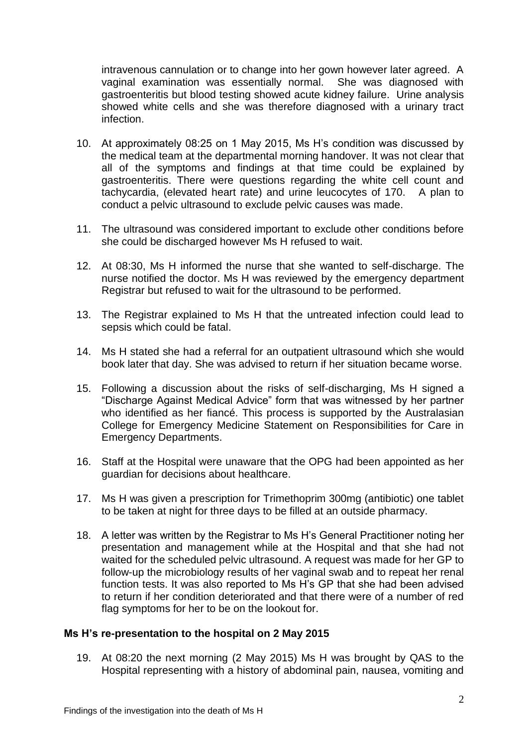intravenous cannulation or to change into her gown however later agreed. A vaginal examination was essentially normal. She was diagnosed with gastroenteritis but blood testing showed acute kidney failure. Urine analysis showed white cells and she was therefore diagnosed with a urinary tract infection.

10. At approximately 08:25 on 1 May 2015, Ms H's condition was discussed by the medical team at the departmental morning handover. It was not clear that all of the symptoms and findings at that time could be explained by gastroenteritis. There were questions regarding the white cell count and tachycardia, (elevated heart rate) and urine leucocytes of 170. A plan to conduct a pelvic ultrasound to exclude pelvic causes was made.

11. The ultrasound was considered important to exclude other conditions before she could be discharged however Ms H refused to wait.

12. At 08:30, Ms H informed the nurse that she wanted to self-discharge. The nurse notified the doctor. Ms H was reviewed by the emergency department Registrar but refused to wait for the ultrasound to be performed.

13. The Registrar explained to Ms H that the untreated infection could lead to sepsis which could be fatal.

14. Ms H stated she had a referral for an outpatient ultrasound which she would book later that day. She was advised to return if her situation became worse.

15. Following a discussion about the risks of self-discharging, Ms H signed a "Discharge Against Medical Advice" form that was witnessed by her partner who identified as her fiancé. This process is supported by the Australasian College for Emergency Medicine Statement on Responsibilities for Care in Emergency Departments.

16. Staff at the Hospital were unaware that the OPG had been appointed as her guardian for decisions about healthcare.

17. Ms H was given a prescription for Trimethoprim 300mg (antibiotic) one tablet to be taken at night for three days to be filled at an outside pharmacy.

18. A letter was written by the Registrar to Ms H's General Practitioner noting her presentation and management while at the Hospital and that she had not waited for the scheduled pelvic ultrasound. A request was made for her GP to follow-up the microbiology results of her vaginal swab and to repeat her renal function tests. It was also reported to Ms H's GP that she had been advised to return if her condition deteriorated and that there were of a number of red flag symptoms for her to be on the lookout for.

**Ms H's re-presentation to the hospital on 2 May 2015**

19. At 08:20 the next morning (2 May 2015) Ms H was brought by QAS to the Hospital representing with a history of abdominal pain, nausea, vomiting and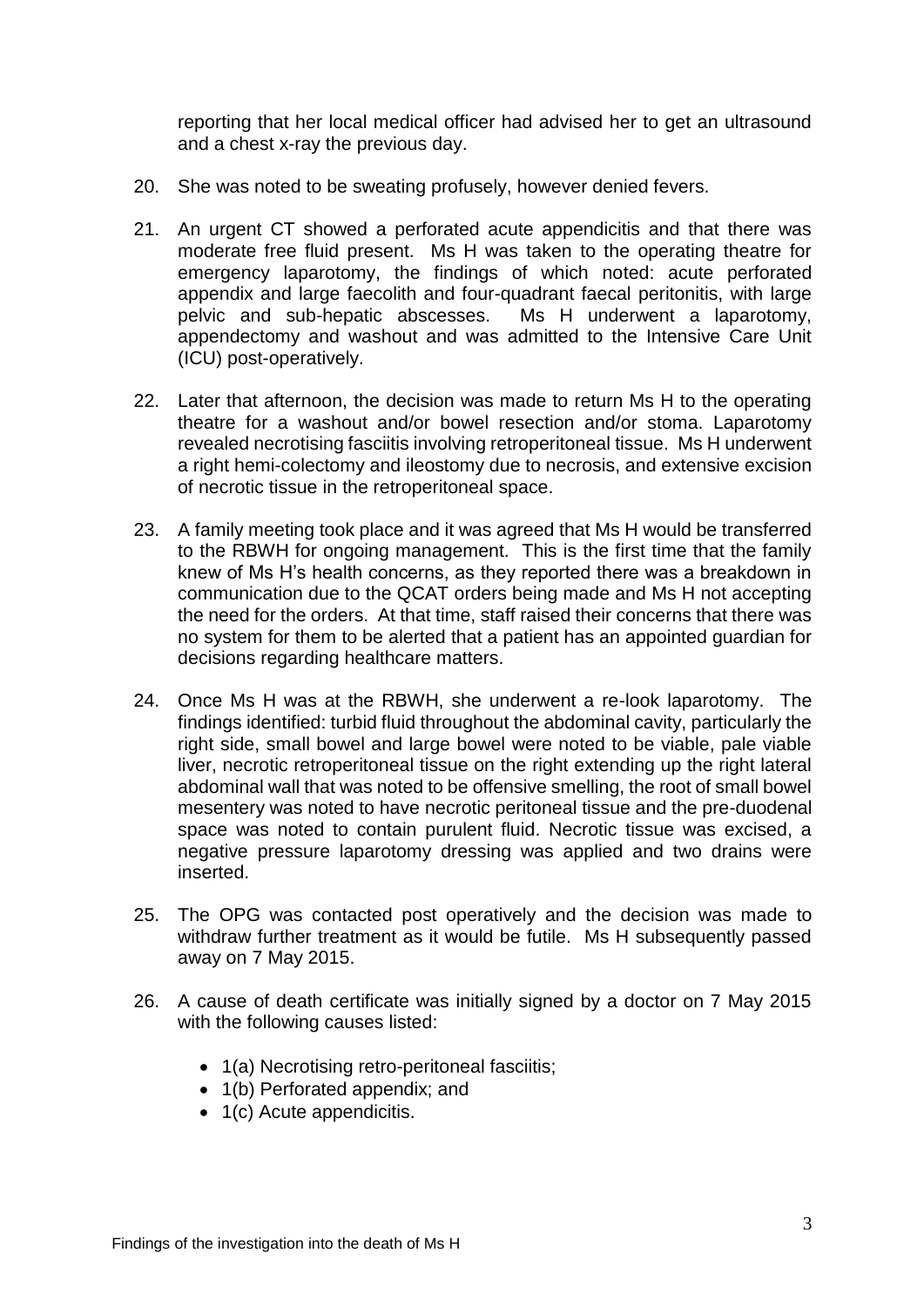reporting that her local medical officer had advised her to get an ultrasound and a chest x-ray the previous day.

20. She was noted to be sweating profusely, however denied fevers.

21. An urgent CT showed a perforated acute appendicitis and that there was moderate free fluid present. Ms H was taken to the operating theatre for emergency laparotomy, the findings of which noted: acute perforated appendix and large faecolith and four-quadrant faecal peritonitis, with large pelvic and sub-hepatic abscesses. Ms H underwent a laparotomy, appendectomy and washout and was admitted to the Intensive Care Unit (ICU) post-operatively.

22. Later that afternoon, the decision was made to return Ms H to the operating theatre for a washout and/or bowel resection and/or stoma. Laparotomy revealed necrotising fasciitis involving retroperitoneal tissue. Ms H underwent a right hemi-colectomy and ileostomy due to necrosis, and extensive excision of necrotic tissue in the retroperitoneal space.

23. A family meeting took place and it was agreed that Ms H would be transferred to the RBWH for ongoing management. This is the first time that the family knew of Ms H's health concerns, as they reported there was a breakdown in communication due to the QCAT orders being made and Ms H not accepting the need for the orders. At that time, staff raised their concerns that there was no system for them to be alerted that a patient has an appointed guardian for decisions regarding healthcare matters.

24. Once Ms H was at the RBWH, she underwent a re-look laparotomy. The findings identified: turbid fluid throughout the abdominal cavity, particularly the right side, small bowel and large bowel were noted to be viable, pale viable liver, necrotic retroperitoneal tissue on the right extending up the right lateral abdominal wall that was noted to be offensive smelling, the root of small bowel mesentery was noted to have necrotic peritoneal tissue and the pre-duodenal space was noted to contain purulent fluid. Necrotic tissue was excised, a negative pressure laparotomy dressing was applied and two drains were inserted.

25. The OPG was contacted post operatively and the decision was made to withdraw further treatment as it would be futile. Ms H subsequently passed away on 7 May 2015.

26. A cause of death certificate was initially signed by a doctor on 7 May 2015 with the following causes listed:

    - 1(a) Necrotising retro-peritoneal fasciitis;
    - 1(b) Perforated appendix; and
    - 1(c) Acute appendicitis.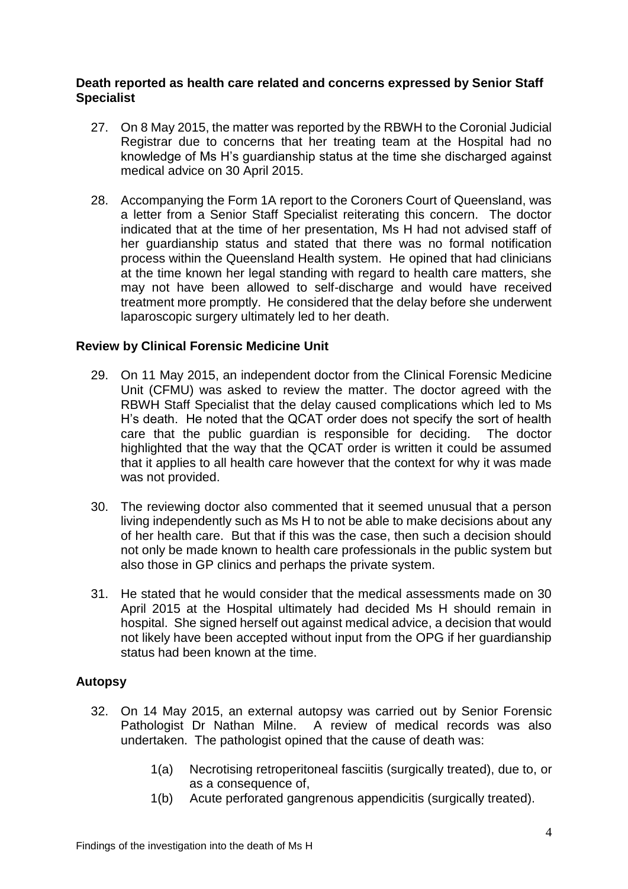### Death reported as health care related and concerns expressed by Senior Staff Specialist

27. On 8 May 2015, the matter was reported by the RBWH to the Coronial Judicial Registrar due to concerns that her treating team at the Hospital had no knowledge of Ms H's guardianship status at the time she discharged against medical advice on 30 April 2015.

28. Accompanying the Form 1A report to the Coroners Court of Queensland, was a letter from a Senior Staff Specialist reiterating this concern. The doctor indicated that at the time of her presentation, Ms H had not advised staff of her guardianship status and stated that there was no formal notification process within the Queensland Health system. He opined that had clinicians at the time known her legal standing with regard to health care matters, she may not have been allowed to self-discharge and would have received treatment more promptly. He considered that the delay before she underwent laparoscopic surgery ultimately led to her death.

### Review by Clinical Forensic Medicine Unit

29. On 11 May 2015, an independent doctor from the Clinical Forensic Medicine Unit (CFMU) was asked to review the matter. The doctor agreed with the RBWH Staff Specialist that the delay caused complications which led to Ms H's death. He noted that the QCAT order does not specify the sort of health care that the public guardian is responsible for deciding. The doctor highlighted that the way that the QCAT order is written it could be assumed that it applies to all health care however that the context for why it was made was not provided.

30. The reviewing doctor also commented that it seemed unusual that a person living independently such as Ms H to not be able to make decisions about any of her health care. But that if this was the case, then such a decision should not only be made known to health care professionals in the public system but also those in GP clinics and perhaps the private system.

31. He stated that he would consider that the medical assessments made on 30 April 2015 at the Hospital ultimately had decided Ms H should remain in hospital. She signed herself out against medical advice, a decision that would not likely have been accepted without input from the OPG if her guardianship status had been known at the time.

### Autopsy

32. On 14 May 2015, an external autopsy was carried out by Senior Forensic Pathologist Dr Nathan Milne. A review of medical records was also undertaken. The pathologist opined that the cause of death was:

    1(a) Necrotising retroperitoneal fasciitis (surgically treated), due to, or as a consequence of,

    1(b) Acute perforated gangrenous appendicitis (surgically treated).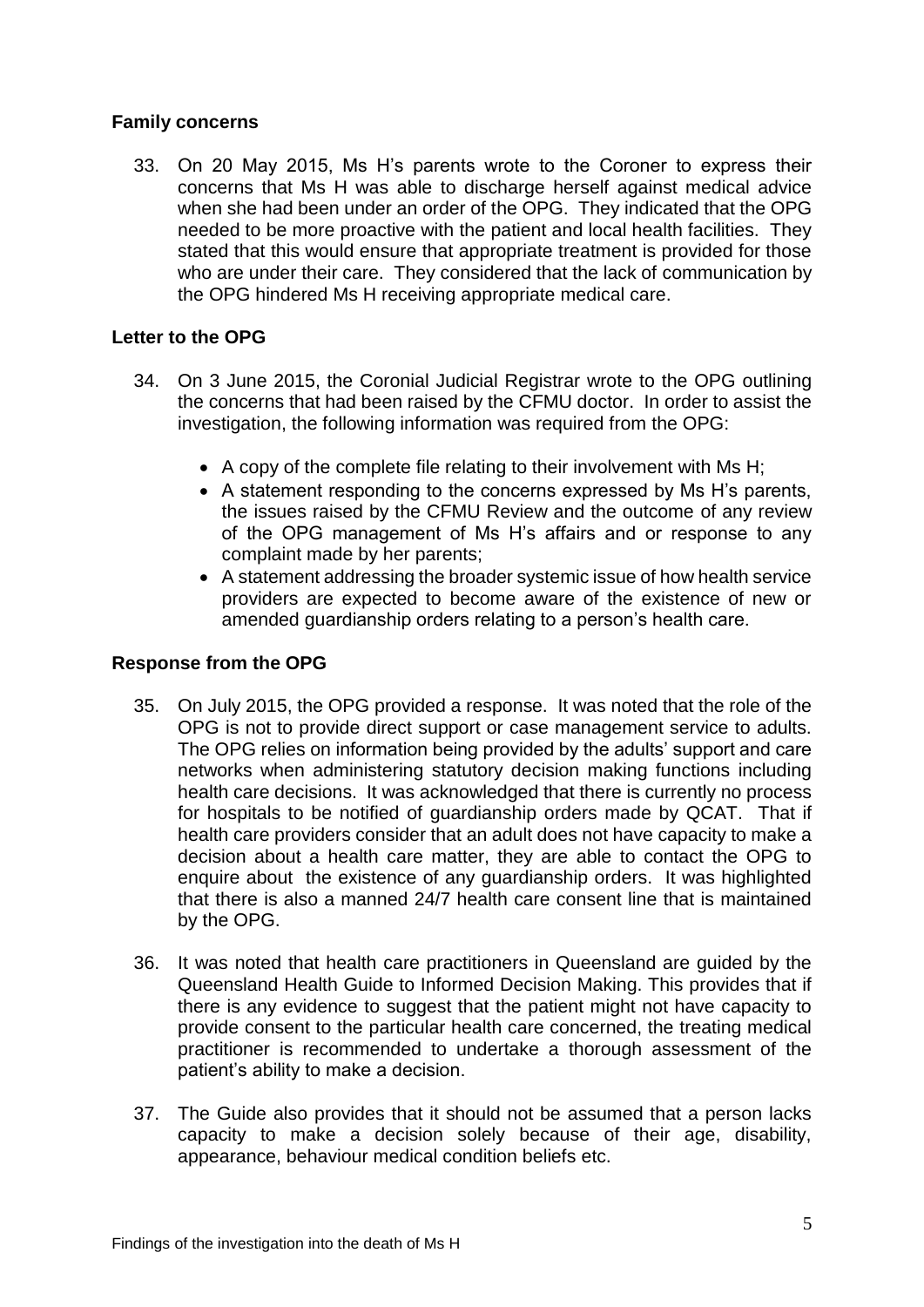## Family concerns

33. On 20 May 2015, Ms H's parents wrote to the Coroner to express their concerns that Ms H was able to discharge herself against medical advice when she had been under an order of the OPG. They indicated that the OPG needed to be more proactive with the patient and local health facilities. They stated that this would ensure that appropriate treatment is provided for those who are under their care. They considered that the lack of communication by the OPG hindered Ms H receiving appropriate medical care.

## Letter to the OPG

34. On 3 June 2015, the Coronial Judicial Registrar wrote to the OPG outlining the concerns that had been raised by the CFMU doctor. In order to assist the investigation, the following information was required from the OPG:

    - A copy of the complete file relating to their involvement with Ms H;
    - A statement responding to the concerns expressed by Ms H's parents, the issues raised by the CFMU Review and the outcome of any review of the OPG management of Ms H's affairs and or response to any complaint made by her parents;
    - A statement addressing the broader systemic issue of how health service providers are expected to become aware of the existence of new or amended guardianship orders relating to a person's health care.

## Response from the OPG

35. On July 2015, the OPG provided a response. It was noted that the role of the OPG is not to provide direct support or case management service to adults. The OPG relies on information being provided by the adults' support and care networks when administering statutory decision making functions including health care decisions. It was acknowledged that there is currently no process for hospitals to be notified of guardianship orders made by QCAT. That if health care providers consider that an adult does not have capacity to make a decision about a health care matter, they are able to contact the OPG to enquire about the existence of any guardianship orders. It was highlighted that there is also a manned 24/7 health care consent line that is maintained by the OPG.

36. It was noted that health care practitioners in Queensland are guided by the Queensland Health Guide to Informed Decision Making. This provides that if there is any evidence to suggest that the patient might not have capacity to provide consent to the particular health care concerned, the treating medical practitioner is recommended to undertake a thorough assessment of the patient's ability to make a decision.

37. The Guide also provides that it should not be assumed that a person lacks capacity to make a decision solely because of their age, disability, appearance, behaviour medical condition beliefs etc.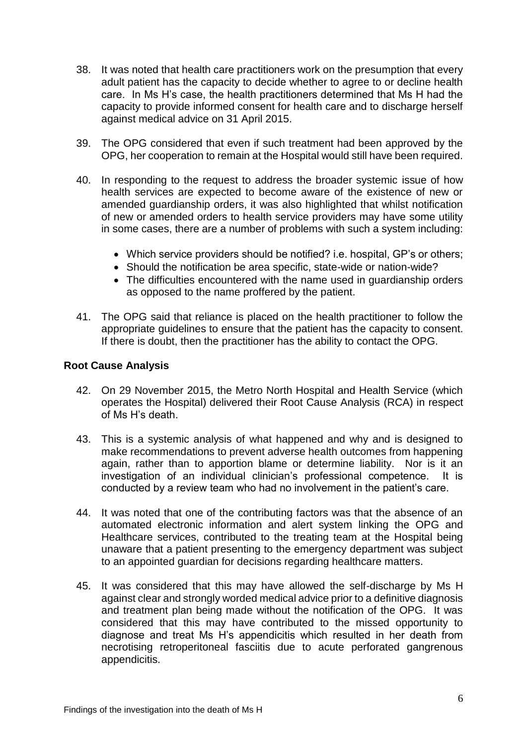38. It was noted that health care practitioners work on the presumption that every adult patient has the capacity to decide whether to agree to or decline health care. In Ms H's case, the health practitioners determined that Ms H had the capacity to provide informed consent for health care and to discharge herself against medical advice on 31 April 2015.

39. The OPG considered that even if such treatment had been approved by the OPG, her cooperation to remain at the Hospital would still have been required.

40. In responding to the request to address the broader systemic issue of how health services are expected to become aware of the existence of new or amended guardianship orders, it was also highlighted that whilst notification of new or amended orders to health service providers may have some utility in some cases, there are a number of problems with such a system including:

    - Which service providers should be notified? i.e. hospital, GP's or others;
    - Should the notification be area specific, state-wide or nation-wide?
    - The difficulties encountered with the name used in guardianship orders as opposed to the name proffered by the patient.

41. The OPG said that reliance is placed on the health practitioner to follow the appropriate guidelines to ensure that the patient has the capacity to consent. If there is doubt, then the practitioner has the ability to contact the OPG.

**Root Cause Analysis**

42. On 29 November 2015, the Metro North Hospital and Health Service (which operates the Hospital) delivered their Root Cause Analysis (RCA) in respect of Ms H's death.

43. This is a systemic analysis of what happened and why and is designed to make recommendations to prevent adverse health outcomes from happening again, rather than to apportion blame or determine liability. Nor is it an investigation of an individual clinician's professional competence. It is conducted by a review team who had no involvement in the patient's care.

44. It was noted that one of the contributing factors was that the absence of an automated electronic information and alert system linking the OPG and Healthcare services, contributed to the treating team at the Hospital being unaware that a patient presenting to the emergency department was subject to an appointed guardian for decisions regarding healthcare matters.

45. It was considered that this may have allowed the self-discharge by Ms H against clear and strongly worded medical advice prior to a definitive diagnosis and treatment plan being made without the notification of the OPG. It was considered that this may have contributed to the missed opportunity to diagnose and treat Ms H's appendicitis which resulted in her death from necrotising retroperitoneal fasciitis due to acute perforated gangrenous appendicitis.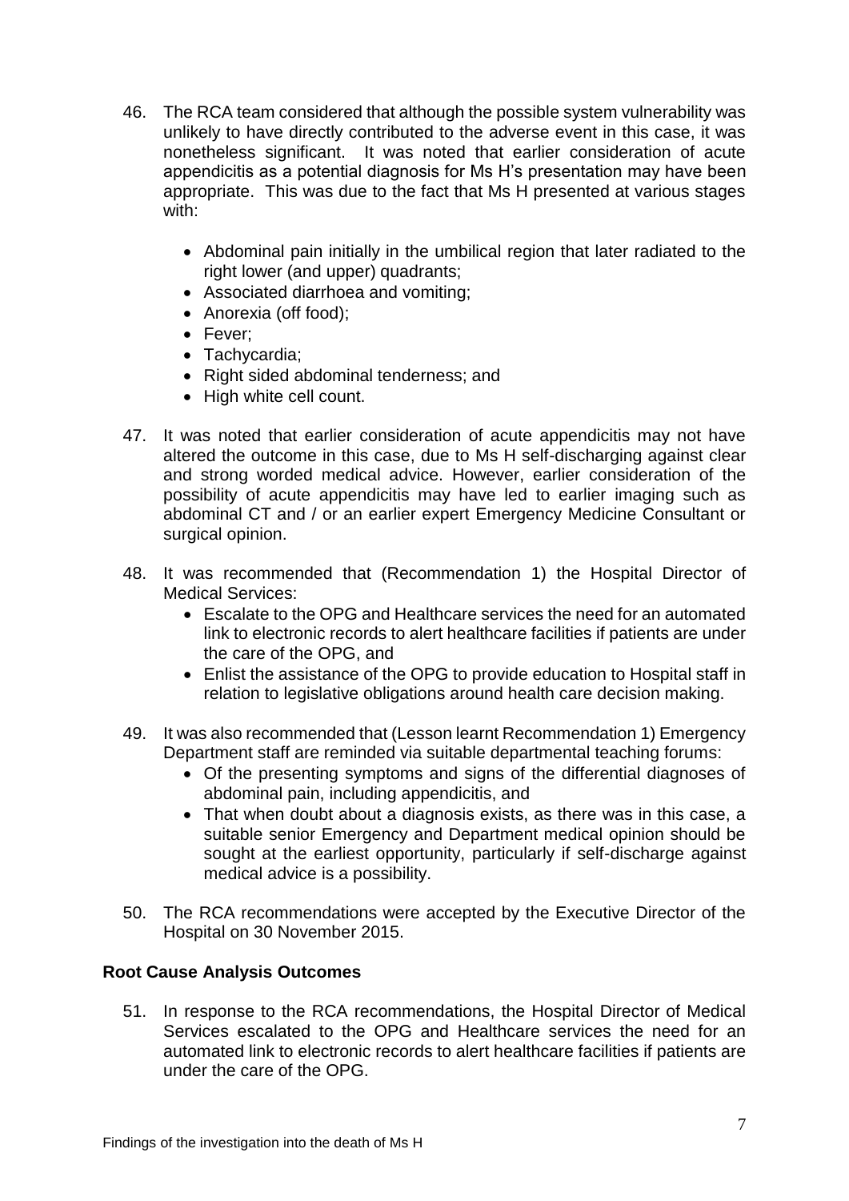46. The RCA team considered that although the possible system vulnerability was unlikely to have directly contributed to the adverse event in this case, it was nonetheless significant. It was noted that earlier consideration of acute appendicitis as a potential diagnosis for Ms H's presentation may have been appropriate. This was due to the fact that Ms H presented at various stages with:

   - Abdominal pain initially in the umbilical region that later radiated to the right lower (and upper) quadrants;
   - Associated diarrhoea and vomiting;
   - Anorexia (off food);
   - Fever;
   - Tachycardia;
   - Right sided abdominal tenderness; and
   - High white cell count.

47. It was noted that earlier consideration of acute appendicitis may not have altered the outcome in this case, due to Ms H self-discharging against clear and strong worded medical advice. However, earlier consideration of the possibility of acute appendicitis may have led to earlier imaging such as abdominal CT and / or an earlier expert Emergency Medicine Consultant or surgical opinion.

48. It was recommended that (Recommendation 1) the Hospital Director of Medical Services:
   - Escalate to the OPG and Healthcare services the need for an automated link to electronic records to alert healthcare facilities if patients are under the care of the OPG, and
   - Enlist the assistance of the OPG to provide education to Hospital staff in relation to legislative obligations around health care decision making.

49. It was also recommended that (Lesson learnt Recommendation 1) Emergency Department staff are reminded via suitable departmental teaching forums:
   - Of the presenting symptoms and signs of the differential diagnoses of abdominal pain, including appendicitis, and
   - That when doubt about a diagnosis exists, as there was in this case, a suitable senior Emergency and Department medical opinion should be sought at the earliest opportunity, particularly if self-discharge against medical advice is a possibility.

50. The RCA recommendations were accepted by the Executive Director of the Hospital on 30 November 2015.

**Root Cause Analysis Outcomes**

51. In response to the RCA recommendations, the Hospital Director of Medical Services escalated to the OPG and Healthcare services the need for an automated link to electronic records to alert healthcare facilities if patients are under the care of the OPG.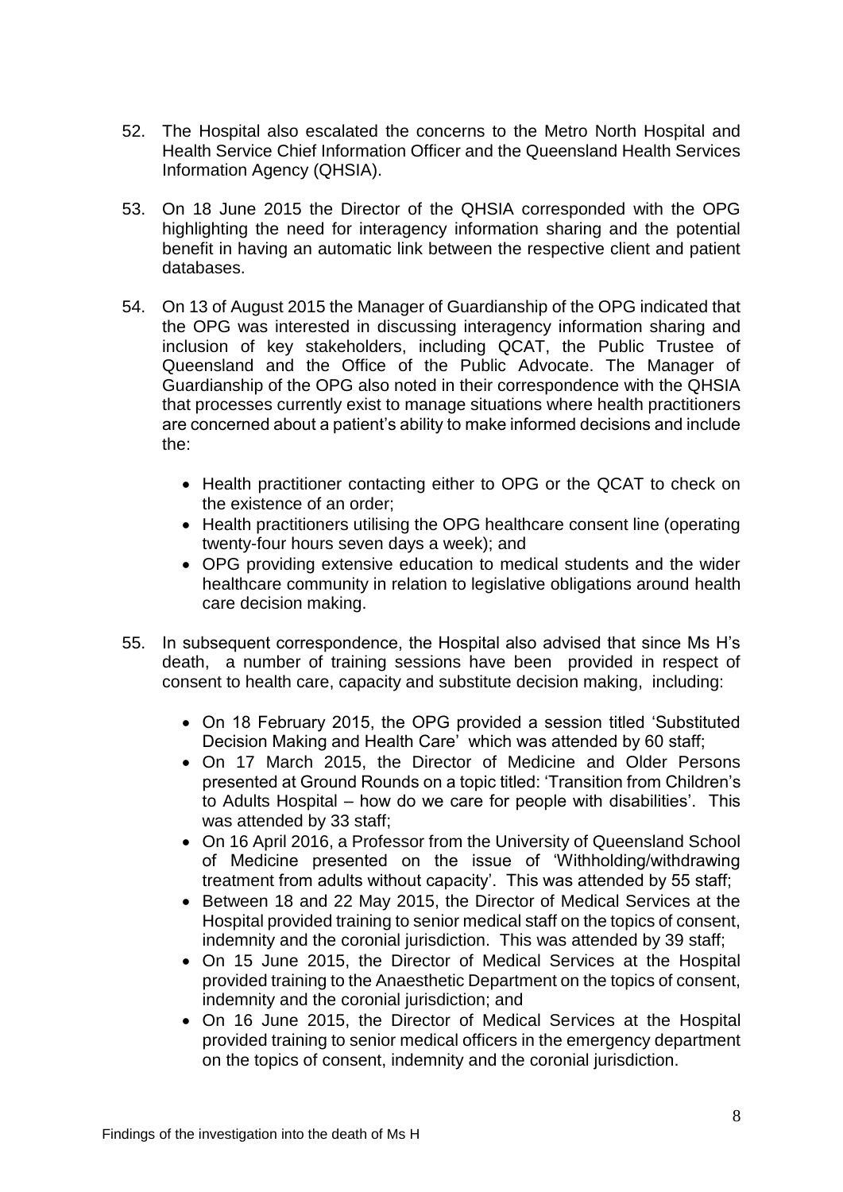52. The Hospital also escalated the concerns to the Metro North Hospital and Health Service Chief Information Officer and the Queensland Health Services Information Agency (QHSIA).

53. On 18 June 2015 the Director of the QHSIA corresponded with the OPG highlighting the need for interagency information sharing and the potential benefit in having an automatic link between the respective client and patient databases.

54. On 13 of August 2015 the Manager of Guardianship of the OPG indicated that the OPG was interested in discussing interagency information sharing and inclusion of key stakeholders, including QCAT, the Public Trustee of Queensland and the Office of the Public Advocate. The Manager of Guardianship of the OPG also noted in their correspondence with the QHSIA that processes currently exist to manage situations where health practitioners are concerned about a patient's ability to make informed decisions and include the:

    - Health practitioner contacting either to OPG or the QCAT to check on the existence of an order;
    - Health practitioners utilising the OPG healthcare consent line (operating twenty-four hours seven days a week); and
    - OPG providing extensive education to medical students and the wider healthcare community in relation to legislative obligations around health care decision making.

55. In subsequent correspondence, the Hospital also advised that since Ms H's death, a number of training sessions have been provided in respect of consent to health care, capacity and substitute decision making, including:

    - On 18 February 2015, the OPG provided a session titled 'Substituted Decision Making and Health Care' which was attended by 60 staff;
    - On 17 March 2015, the Director of Medicine and Older Persons presented at Ground Rounds on a topic titled: 'Transition from Children's to Adults Hospital – how do we care for people with disabilities'. This was attended by 33 staff;
    - On 16 April 2016, a Professor from the University of Queensland School of Medicine presented on the issue of 'Withholding/withdrawing treatment from adults without capacity'. This was attended by 55 staff;
    - Between 18 and 22 May 2015, the Director of Medical Services at the Hospital provided training to senior medical staff on the topics of consent, indemnity and the coronial jurisdiction. This was attended by 39 staff;
    - On 15 June 2015, the Director of Medical Services at the Hospital provided training to the Anaesthetic Department on the topics of consent, indemnity and the coronial jurisdiction; and
    - On 16 June 2015, the Director of Medical Services at the Hospital provided training to senior medical officers in the emergency department on the topics of consent, indemnity and the coronial jurisdiction.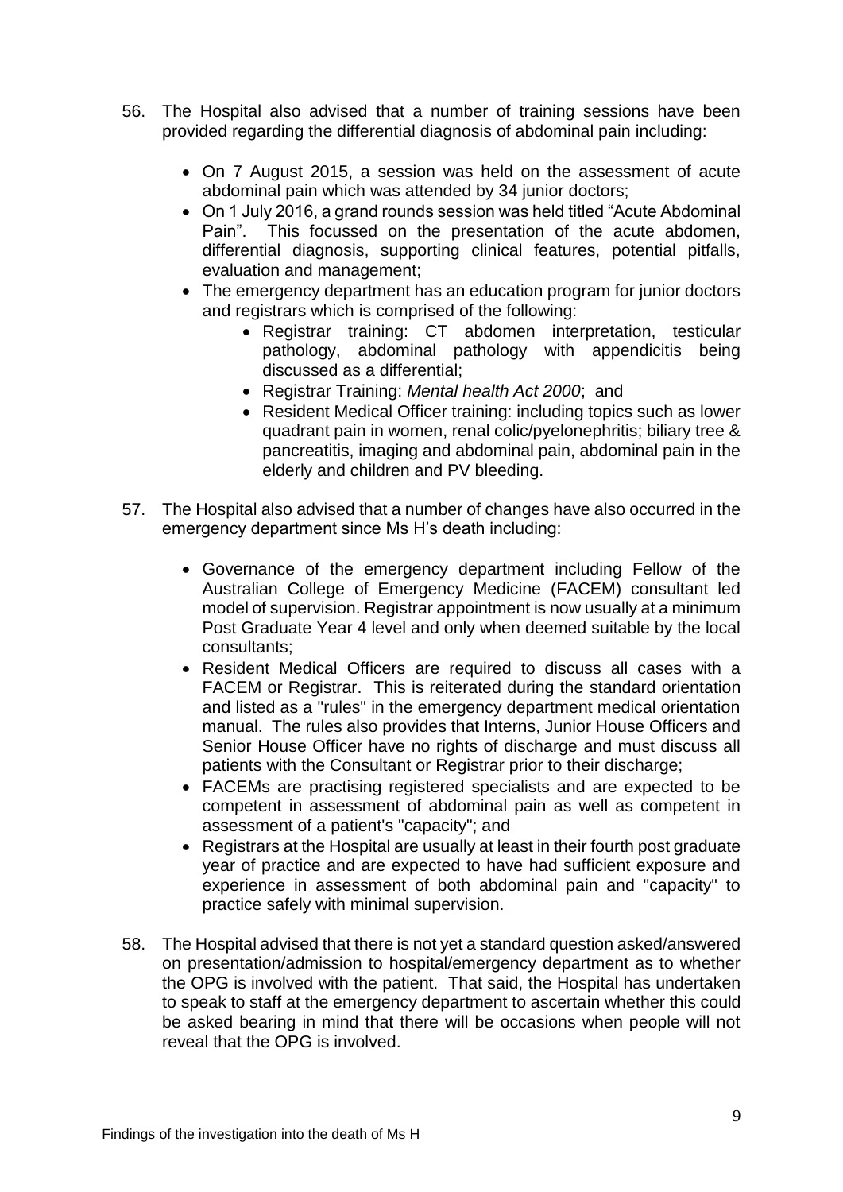56. The Hospital also advised that a number of training sessions have been provided regarding the differential diagnosis of abdominal pain including:

    - On 7 August 2015, a session was held on the assessment of acute abdominal pain which was attended by 34 junior doctors;
    - On 1 July 2016, a grand rounds session was held titled "Acute Abdominal Pain". This focussed on the presentation of the acute abdomen, differential diagnosis, supporting clinical features, potential pitfalls, evaluation and management;
    - The emergency department has an education program for junior doctors and registrars which is comprised of the following:
        - Registrar training: CT abdomen interpretation, testicular pathology, abdominal pathology with appendicitis being discussed as a differential;
        - Registrar Training: *Mental health Act 2000*; and
        - Resident Medical Officer training: including topics such as lower quadrant pain in women, renal colic/pyelonephritis; biliary tree & pancreatitis, imaging and abdominal pain, abdominal pain in the elderly and children and PV bleeding.

57. The Hospital also advised that a number of changes have also occurred in the emergency department since Ms H's death including:

    - Governance of the emergency department including Fellow of the Australian College of Emergency Medicine (FACEM) consultant led model of supervision. Registrar appointment is now usually at a minimum Post Graduate Year 4 level and only when deemed suitable by the local consultants;
    - Resident Medical Officers are required to discuss all cases with a FACEM or Registrar. This is reiterated during the standard orientation and listed as a "rules" in the emergency department medical orientation manual. The rules also provides that Interns, Junior House Officers and Senior House Officer have no rights of discharge and must discuss all patients with the Consultant or Registrar prior to their discharge;
    - FACEMs are practising registered specialists and are expected to be competent in assessment of abdominal pain as well as competent in assessment of a patient's "capacity"; and
    - Registrars at the Hospital are usually at least in their fourth post graduate year of practice and are expected to have had sufficient exposure and experience in assessment of both abdominal pain and "capacity" to practice safely with minimal supervision.

58. The Hospital advised that there is not yet a standard question asked/answered on presentation/admission to hospital/emergency department as to whether the OPG is involved with the patient. That said, the Hospital has undertaken to speak to staff at the emergency department to ascertain whether this could be asked bearing in mind that there will be occasions when people will not reveal that the OPG is involved.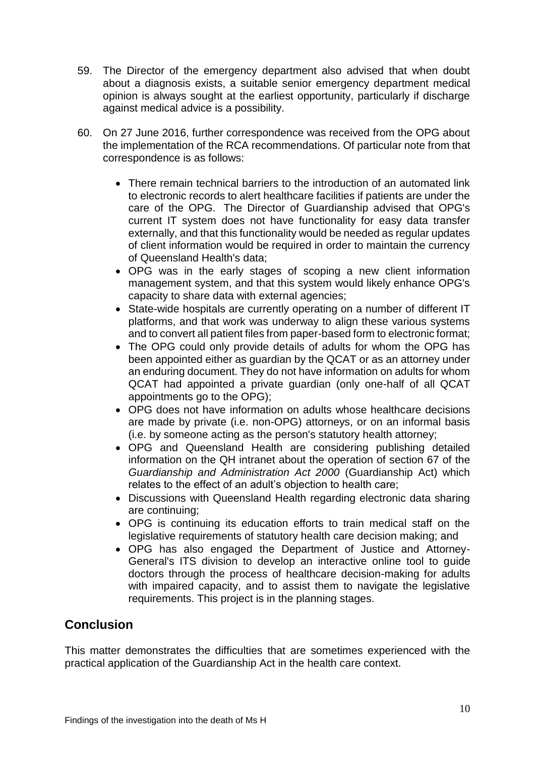59. The Director of the emergency department also advised that when doubt about a diagnosis exists, a suitable senior emergency department medical opinion is always sought at the earliest opportunity, particularly if discharge against medical advice is a possibility.

60. On 27 June 2016, further correspondence was received from the OPG about the implementation of the RCA recommendations. Of particular note from that correspondence is as follows:

    - There remain technical barriers to the introduction of an automated link to electronic records to alert healthcare facilities if patients are under the care of the OPG. The Director of Guardianship advised that OPG's current IT system does not have functionality for easy data transfer externally, and that this functionality would be needed as regular updates of client information would be required in order to maintain the currency of Queensland Health's data;
    - OPG was in the early stages of scoping a new client information management system, and that this system would likely enhance OPG's capacity to share data with external agencies;
    - State-wide hospitals are currently operating on a number of different IT platforms, and that work was underway to align these various systems and to convert all patient files from paper-based form to electronic format;
    - The OPG could only provide details of adults for whom the OPG has been appointed either as guardian by the QCAT or as an attorney under an enduring document. They do not have information on adults for whom QCAT had appointed a private guardian (only one-half of all QCAT appointments go to the OPG);
    - OPG does not have information on adults whose healthcare decisions are made by private (i.e. non-OPG) attorneys, or on an informal basis (i.e. by someone acting as the person's statutory health attorney;
    - OPG and Queensland Health are considering publishing detailed information on the QH intranet about the operation of section 67 of the *Guardianship and Administration Act 2000* (Guardianship Act) which relates to the effect of an adult's objection to health care;
    - Discussions with Queensland Health regarding electronic data sharing are continuing;
    - OPG is continuing its education efforts to train medical staff on the legislative requirements of statutory health care decision making; and
    - OPG has also engaged the Department of Justice and Attorney-General's ITS division to develop an interactive online tool to guide doctors through the process of healthcare decision-making for adults with impaired capacity, and to assist them to navigate the legislative requirements. This project is in the planning stages.

## Conclusion

This matter demonstrates the difficulties that are sometimes experienced with the practical application of the Guardianship Act in the health care context.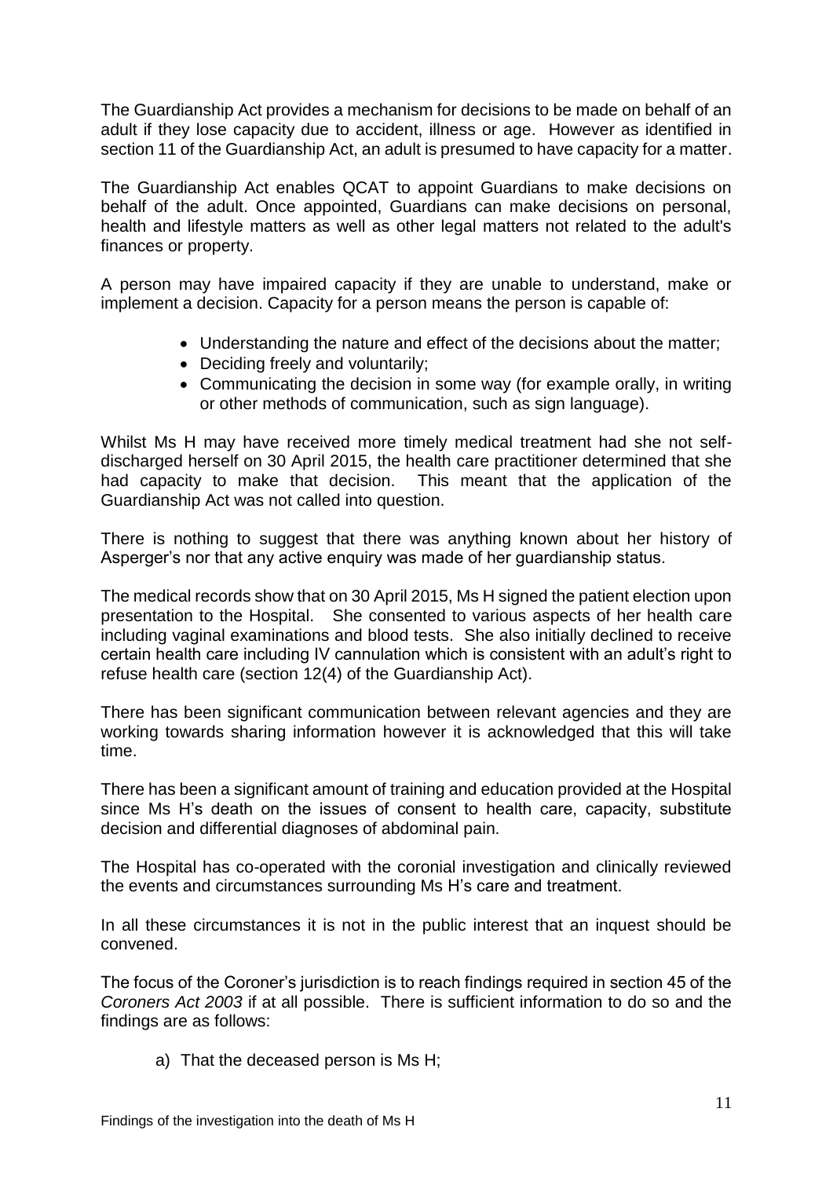The Guardianship Act provides a mechanism for decisions to be made on behalf of an adult if they lose capacity due to accident, illness or age. However as identified in section 11 of the Guardianship Act, an adult is presumed to have capacity for a matter.

The Guardianship Act enables QCAT to appoint Guardians to make decisions on behalf of the adult. Once appointed, Guardians can make decisions on personal, health and lifestyle matters as well as other legal matters not related to the adult's finances or property.

A person may have impaired capacity if they are unable to understand, make or implement a decision. Capacity for a person means the person is capable of:

- Understanding the nature and effect of the decisions about the matter;
- Deciding freely and voluntarily;
- Communicating the decision in some way (for example orally, in writing or other methods of communication, such as sign language).

Whilst Ms H may have received more timely medical treatment had she not self-discharged herself on 30 April 2015, the health care practitioner determined that she had capacity to make that decision. This meant that the application of the Guardianship Act was not called into question.

There is nothing to suggest that there was anything known about her history of Asperger's nor that any active enquiry was made of her guardianship status.

The medical records show that on 30 April 2015, Ms H signed the patient election upon presentation to the Hospital. She consented to various aspects of her health care including vaginal examinations and blood tests. She also initially declined to receive certain health care including IV cannulation which is consistent with an adult's right to refuse health care (section 12(4) of the Guardianship Act).

There has been significant communication between relevant agencies and they are working towards sharing information however it is acknowledged that this will take time.

There has been a significant amount of training and education provided at the Hospital since Ms H's death on the issues of consent to health care, capacity, substitute decision and differential diagnoses of abdominal pain.

The Hospital has co-operated with the coronial investigation and clinically reviewed the events and circumstances surrounding Ms H's care and treatment.

In all these circumstances it is not in the public interest that an inquest should be convened.

The focus of the Coroner's jurisdiction is to reach findings required in section 45 of the *Coroners Act 2003* if at all possible. There is sufficient information to do so and the findings are as follows:

a) That the deceased person is Ms H;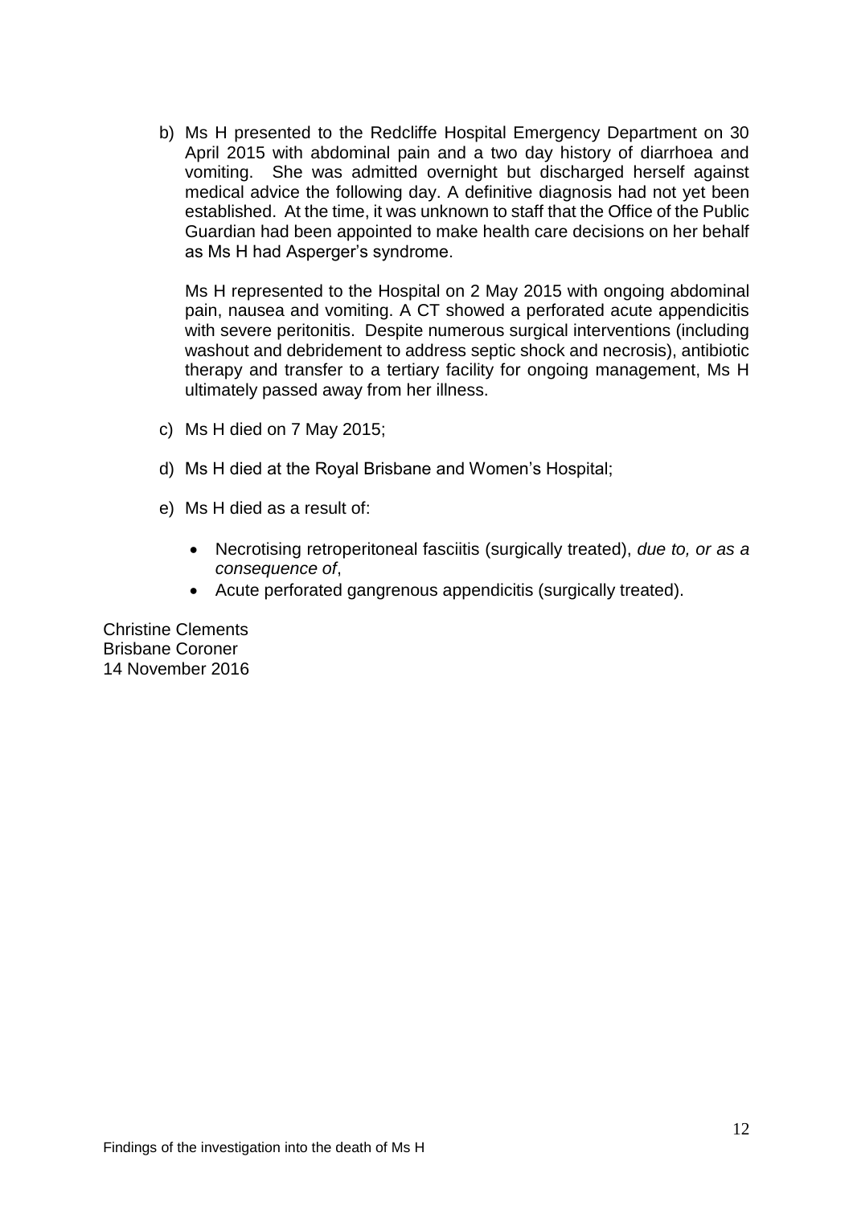b) Ms H presented to the Redcliffe Hospital Emergency Department on 30 April 2015 with abdominal pain and a two day history of diarrhoea and vomiting. She was admitted overnight but discharged herself against medical advice the following day. A definitive diagnosis had not yet been established. At the time, it was unknown to staff that the Office of the Public Guardian had been appointed to make health care decisions on her behalf as Ms H had Asperger's syndrome.

   Ms H represented to the Hospital on 2 May 2015 with ongoing abdominal pain, nausea and vomiting. A CT showed a perforated acute appendicitis with severe peritonitis. Despite numerous surgical interventions (including washout and debridement to address septic shock and necrosis), antibiotic therapy and transfer to a tertiary facility for ongoing management, Ms H ultimately passed away from her illness.

c) Ms H died on 7 May 2015;

d) Ms H died at the Royal Brisbane and Women's Hospital;

e) Ms H died as a result of:

   - Necrotising retroperitoneal fasciitis (surgically treated), *due to, or as a consequence of*,
   - Acute perforated gangrenous appendicitis (surgically treated).

Christine Clements
Brisbane Coroner
14 November 2016